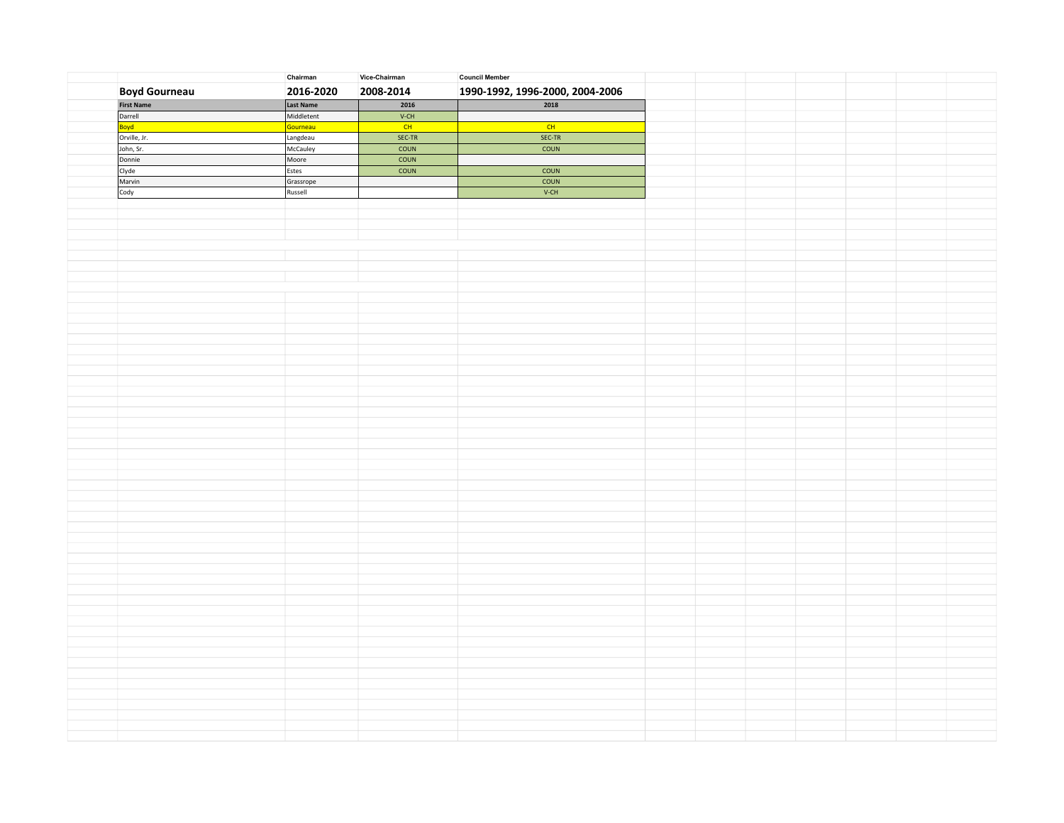| | Chairman | Vice-Chairman | Council Member |
|---|---|---|---|
| **Boyd Gourneau** | **2016-2020** | **2008-2014** | **1990-1992, 1996-2000, 2004-2006** |

| First Name | Last Name | 2016 | 2018 |
|---|---|---|---|
| Darrell | Middletent | V-CH | |
| Boyd | Gourneau | CH | CH |
| Orville, Jr. | Langdeau | SEC-TR | SEC-TR |
| John, Sr. | McCauley | COUN | COUN |
| Donnie | Moore | COUN | |
| Clyde | Estes | COUN | COUN |
| Marvin | Grassrope | | COUN |
| Cody | Russell | | V-CH |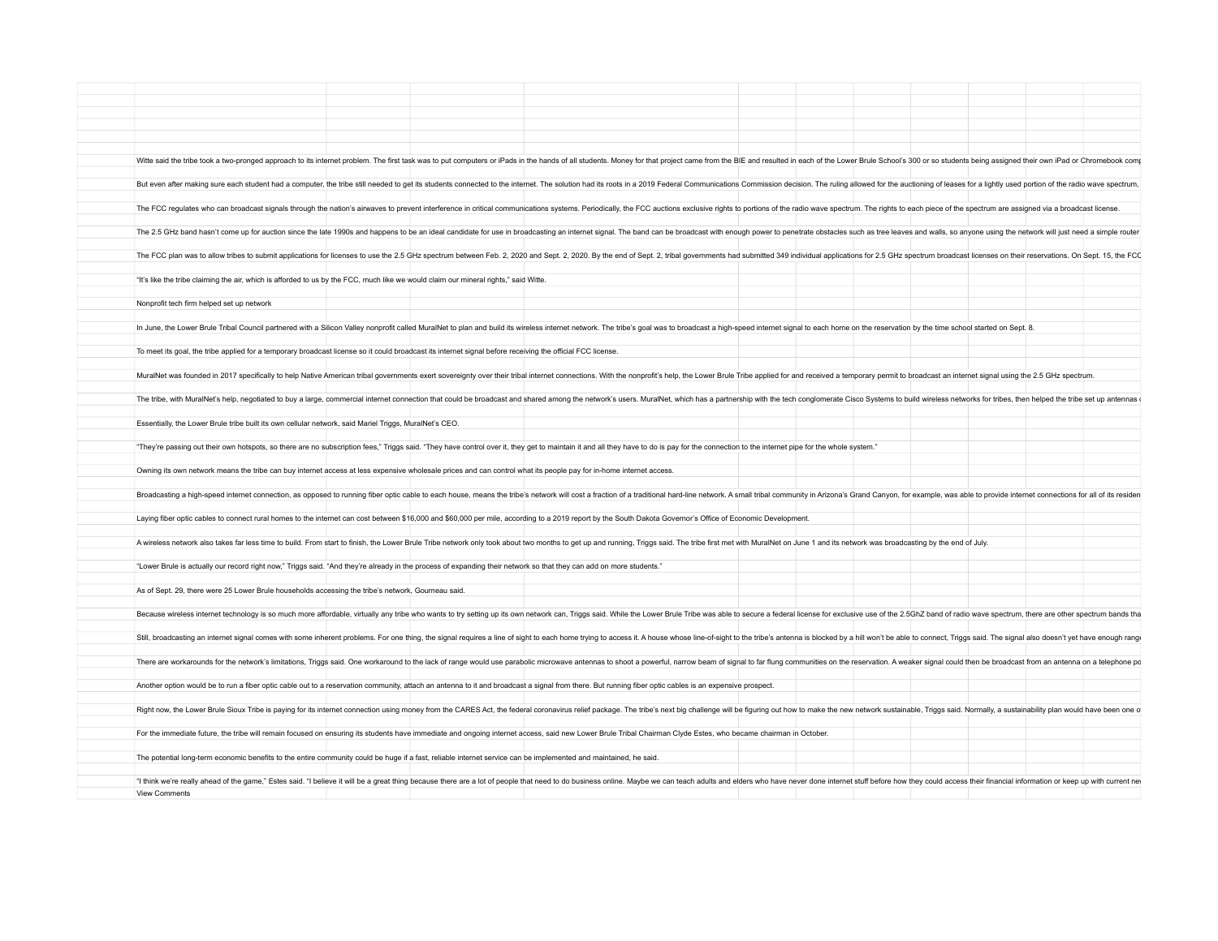Witte said the tribe took a two-pronged approach to its internet problem. The first task was to put computers or iPads in the hands of all students. Money for that project came from the BIE and resulted in each of the Lower Brule School's 300 or so students being assigned their own iPad or Chromebook comp

But even after making sure each student had a computer, the tribe still needed to get its students connected to the internet. The solution had its roots in a 2019 Federal Communications Commission decision. The ruling allowed for the auctioning of leases for a lightly used portion of the radio wave spectrum,

The FCC regulates who can broadcast signals through the nation's airwaves to prevent interference in critical communications systems. Periodically, the FCC auctions exclusive rights to portions of the radio wave spectrum. The rights to each piece of the spectrum are assigned via a broadcast license.

The 2.5 GHz band hasn't come up for auction since the late 1990s and happens to be an ideal candidate for use in broadcasting an internet signal. The band can be broadcast with enough power to penetrate obstacles such as tree leaves and walls, so anyone using the network will just need a simple router

The FCC plan was to allow tribes to submit applications for licenses to use the 2.5 GHz spectrum between Feb. 2, 2020 and Sept. 2, 2020. By the end of Sept. 2, tribal governments had submitted 349 individual applications for 2.5 GHz spectrum broadcast licenses on their reservations. On Sept. 15, the FCC

"It's like the tribe claiming the air, which is afforded to us by the FCC, much like we would claim our mineral rights," said Witte.

Nonprofit tech firm helped set up network

In June, the Lower Brule Tribal Council partnered with a Silicon Valley nonprofit called MuralNet to plan and build its wireless internet network. The tribe's goal was to broadcast a high-speed internet signal to each home on the reservation by the time school started on Sept. 8.

To meet its goal, the tribe applied for a temporary broadcast license so it could broadcast its internet signal before receiving the official FCC license.

MuralNet was founded in 2017 specifically to help Native American tribal governments exert sovereignty over their tribal internet connections. With the nonprofit's help, the Lower Brule Tribe applied for and received a temporary permit to broadcast an internet signal using the 2.5 GHz spectrum.

The tribe, with MuralNet's help, negotiated to buy a large, commercial internet connection that could be broadcast and shared among the network's users. MuralNet, which has a partnership with the tech conglomerate Cisco Systems to build wireless networks for tribes, then helped the tribe set up antennas c

Essentially, the Lower Brule tribe built its own cellular network, said Mariel Triggs, MuralNet's CEO.

"They're passing out their own hotspots, so there are no subscription fees," Triggs said. "They have control over it, they get to maintain it and all they have to do is pay for the connection to the internet pipe for the whole system."

Owning its own network means the tribe can buy internet access at less expensive wholesale prices and can control what its people pay for in-home internet access.

Broadcasting a high-speed internet connection, as opposed to running fiber optic cable to each house, means the tribe's network will cost a fraction of a traditional hard-line network. A small tribal community in Arizona's Grand Canyon, for example, was able to provide internet connections for all of its residen

Laying fiber optic cables to connect rural homes to the internet can cost between $16,000 and $60,000 per mile, according to a 2019 report by the South Dakota Governor's Office of Economic Development.

A wireless network also takes far less time to build. From start to finish, the Lower Brule Tribe network only took about two months to get up and running, Triggs said. The tribe first met with MuralNet on June 1 and its network was broadcasting by the end of July.

"Lower Brule is actually our record right now," Triggs said. "And they're already in the process of expanding their network so that they can add on more students."

As of Sept. 29, there were 25 Lower Brule households accessing the tribe's network, Gourneau said.

Because wireless internet technology is so much more affordable, virtually any tribe who wants to try setting up its own network can, Triggs said. While the Lower Brule Tribe was able to secure a federal license for exclusive use of the 2.5GhZ band of radio wave spectrum, there are other spectrum bands tha

Still, broadcasting an internet signal comes with some inherent problems. For one thing, the signal requires a line of sight to each home trying to access it. A house whose line-of-sight to the tribe's antenna is blocked by a hill won't be able to connect, Triggs said. The signal also doesn't yet have enough range

There are workarounds for the network's limitations, Triggs said. One workaround to the lack of range would use parabolic microwave antennas to shoot a powerful, narrow beam of signal to far flung communities on the reservation. A weaker signal could then be broadcast from an antenna on a telephone po

Another option would be to run a fiber optic cable out to a reservation community, attach an antenna to it and broadcast a signal from there. But running fiber optic cables is an expensive prospect.

Right now, the Lower Brule Sioux Tribe is paying for its internet connection using money from the CARES Act, the federal coronavirus relief package. The tribe's next big challenge will be figuring out how to make the new network sustainable, Triggs said. Normally, a sustainability plan would have been one o

For the immediate future, the tribe will remain focused on ensuring its students have immediate and ongoing internet access, said new Lower Brule Tribal Chairman Clyde Estes, who became chairman in October.

The potential long-term economic benefits to the entire community could be huge if a fast, reliable internet service can be implemented and maintained, he said.

"I think we're really ahead of the game," Estes said. "I believe it will be a great thing because there are a lot of people that need to do business online. Maybe we can teach adults and elders who have never done internet stuff before how they could access their financial information or keep up with current new

View Comments